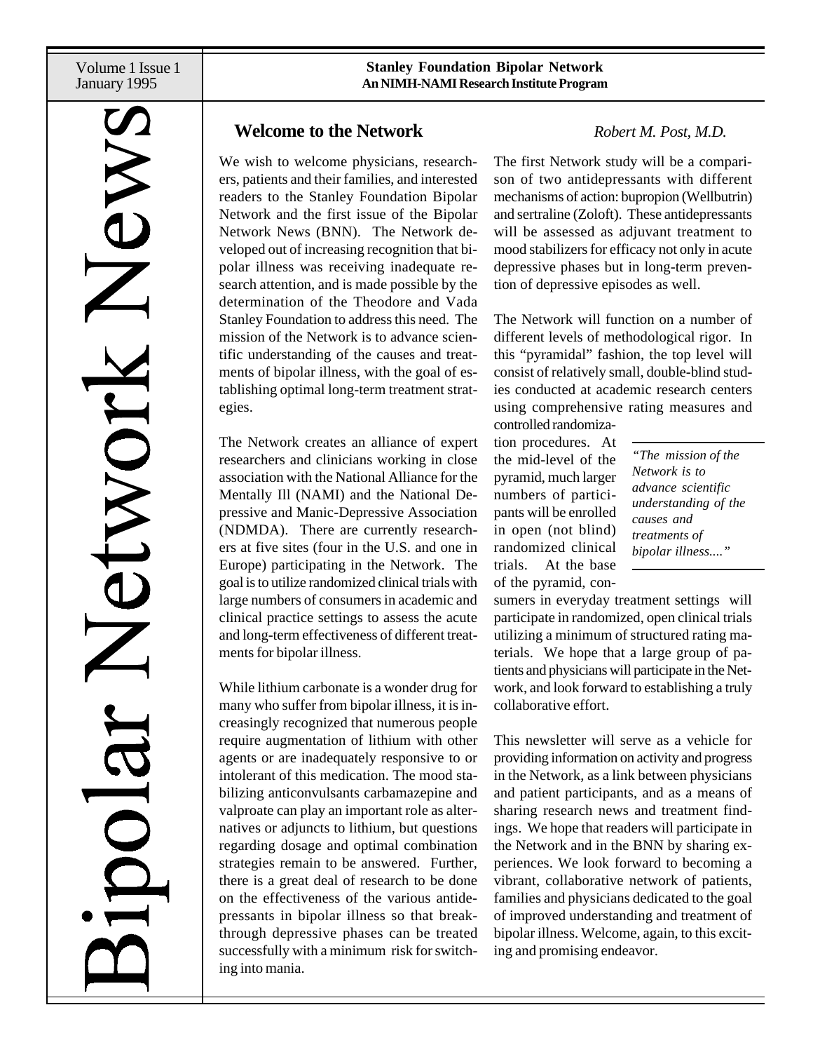# Bipolar Network News

Volume 1 Issue 1
January 1995

**Stanley Foundation Bipolar Network**
**An NIMH-NAMI Research Institute Program**

## Welcome to the Network

*Robert M. Post, M.D.*

We wish to welcome physicians, researchers, patients and their families, and interested readers to the Stanley Foundation Bipolar Network and the first issue of the Bipolar Network News (BNN). The Network developed out of increasing recognition that bipolar illness was receiving inadequate research attention, and is made possible by the determination of the Theodore and Vada Stanley Foundation to address this need. The mission of the Network is to advance scientific understanding of the causes and treatments of bipolar illness, with the goal of establishing optimal long-term treatment strategies.

The Network creates an alliance of expert researchers and clinicians working in close association with the National Alliance for the Mentally Ill (NAMI) and the National Depressive and Manic-Depressive Association (NDMDA). There are currently researchers at five sites (four in the U.S. and one in Europe) participating in the Network. The goal is to utilize randomized clinical trials with large numbers of consumers in academic and clinical practice settings to assess the acute and long-term effectiveness of different treatments for bipolar illness.

While lithium carbonate is a wonder drug for many who suffer from bipolar illness, it is increasingly recognized that numerous people require augmentation of lithium with other agents or are inadequately responsive to or intolerant of this medication. The mood stabilizing anticonvulsants carbamazepine and valproate can play an important role as alternatives or adjuncts to lithium, but questions regarding dosage and optimal combination strategies remain to be answered. Further, there is a great deal of research to be done on the effectiveness of the various antidepressants in bipolar illness so that breakthrough depressive phases can be treated successfully with a minimum risk for switching into mania.

The first Network study will be a comparison of two antidepressants with different mechanisms of action: bupropion (Wellbutrin) and sertraline (Zoloft). These antidepressants will be assessed as adjuvant treatment to mood stabilizers for efficacy not only in acute depressive phases but in long-term prevention of depressive episodes as well.

The Network will function on a number of different levels of methodological rigor. In this "pyramidal" fashion, the top level will consist of relatively small, double-blind studies conducted at academic research centers using comprehensive rating measures and controlled randomization procedures. At the mid-level of the pyramid, much larger numbers of participants will be enrolled in open (not blind) randomized clinical trials. At the base of the pyramid, consumers in everyday treatment settings will participate in randomized, open clinical trials utilizing a minimum of structured rating materials. We hope that a large group of patients and physicians will participate in the Network, and look forward to establishing a truly collaborative effort.

> *"The mission of the Network is to advance scientific understanding of the causes and treatments of bipolar illness...."*

This newsletter will serve as a vehicle for providing information on activity and progress in the Network, as a link between physicians and patient participants, and as a means of sharing research news and treatment findings. We hope that readers will participate in the Network and in the BNN by sharing experiences. We look forward to becoming a vibrant, collaborative network of patients, families and physicians dedicated to the goal of improved understanding and treatment of bipolar illness. Welcome, again, to this exciting and promising endeavor.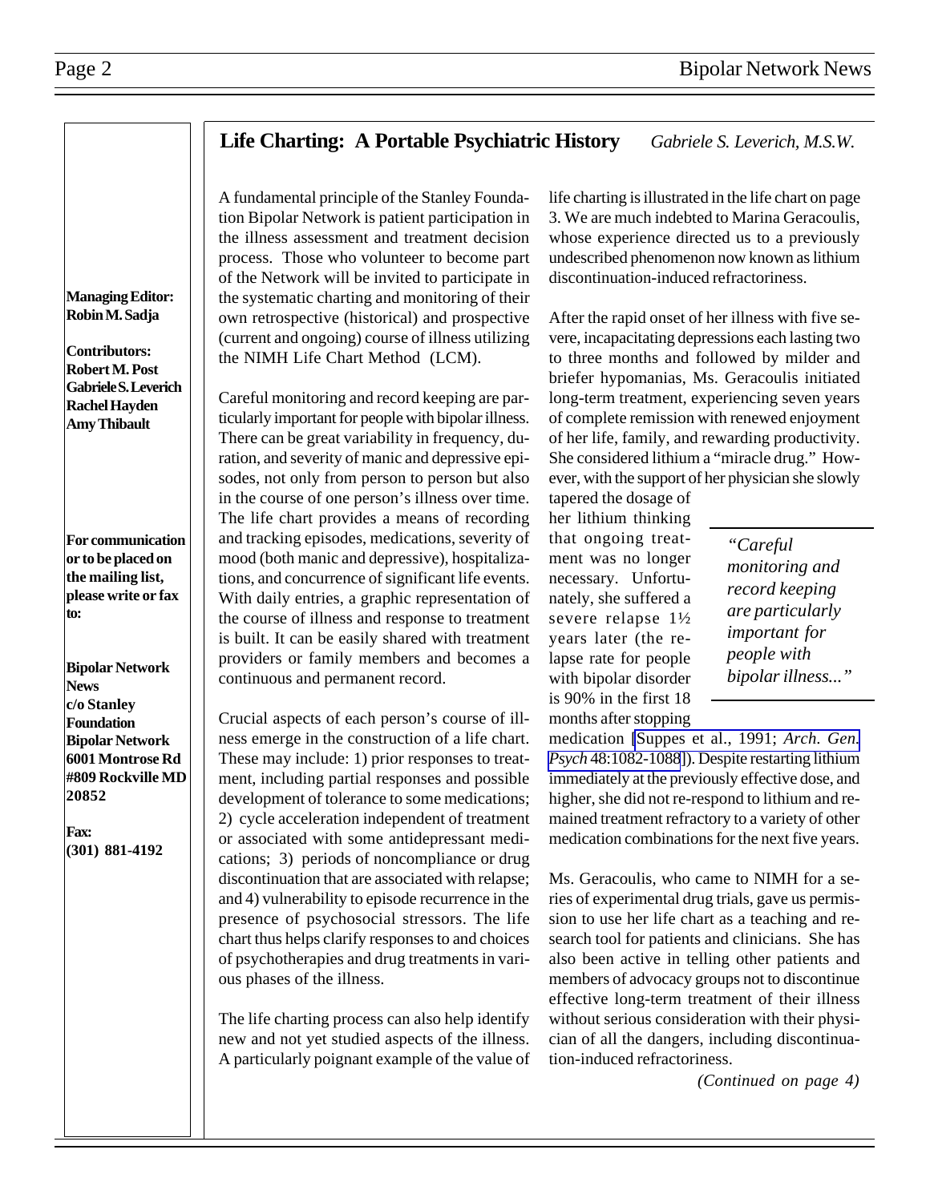## Life Charting: A Portable Psychiatric History

*Gabriele S. Leverich, M.S.W.*

A fundamental principle of the Stanley Foundation Bipolar Network is patient participation in the illness assessment and treatment decision process. Those who volunteer to become part of the Network will be invited to participate in the systematic charting and monitoring of their own retrospective (historical) and prospective (current and ongoing) course of illness utilizing the NIMH Life Chart Method (LCM).

Careful monitoring and record keeping are particularly important for people with bipolar illness. There can be great variability in frequency, duration, and severity of manic and depressive episodes, not only from person to person but also in the course of one person's illness over time. The life chart provides a means of recording and tracking episodes, medications, severity of mood (both manic and depressive), hospitalizations, and concurrence of significant life events. With daily entries, a graphic representation of the course of illness and response to treatment is built. It can be easily shared with treatment providers or family members and becomes a continuous and permanent record.

Crucial aspects of each person's course of illness emerge in the construction of a life chart. These may include: 1) prior responses to treatment, including partial responses and possible development of tolerance to some medications; 2) cycle acceleration independent of treatment or associated with some antidepressant medications; 3) periods of noncompliance or drug discontinuation that are associated with relapse; and 4) vulnerability to episode recurrence in the presence of psychosocial stressors. The life chart thus helps clarify responses to and choices of psychotherapies and drug treatments in various phases of the illness.

The life charting process can also help identify new and not yet studied aspects of the illness. A particularly poignant example of the value of life charting is illustrated in the life chart on page 3. We are much indebted to Marina Geracoulis, whose experience directed us to a previously undescribed phenomenon now known as lithium discontinuation-induced refractoriness.

After the rapid onset of her illness with five severe, incapacitating depressions each lasting two to three months and followed by milder and briefer hypomanias, Ms. Geracoulis initiated long-term treatment, experiencing seven years of complete remission with renewed enjoyment of her life, family, and rewarding productivity. She considered lithium a "miracle drug." However, with the support of her physician she slowly tapered the dosage of her lithium thinking that ongoing treatment was no longer necessary. Unfortunately, she suffered a severe relapse 1½ years later (the relapse rate for people with bipolar disorder is 90% in the first 18 months after stopping medication [Suppes et al., 1991; *Arch. Gen. Psych* 48:1082-1088]). Despite restarting lithium immediately at the previously effective dose, and higher, she did not re-respond to lithium and remained treatment refractory to a variety of other medication combinations for the next five years.

> *"Careful monitoring and record keeping are particularly important for people with bipolar illness..."*

Ms. Geracoulis, who came to NIMH for a series of experimental drug trials, gave us permission to use her life chart as a teaching and research tool for patients and clinicians. She has also been active in telling other patients and members of advocacy groups not to discontinue effective long-term treatment of their illness without serious consideration with their physician of all the dangers, including discontinuation-induced refractoriness.

*(Continued on page 4)*

**Managing Editor:**
**Robin M. Sadja**

**Contributors:**
**Robert M. Post**
**Gabriele S. Leverich**
**Rachel Hayden**
**Amy Thibault**

**For communication or to be placed on the mailing list, please write or fax to:**

**Bipolar Network News**
**c/o Stanley Foundation Bipolar Network**
**6001 Montrose Rd #809 Rockville MD 20852**

**Fax:**
**(301) 881-4192**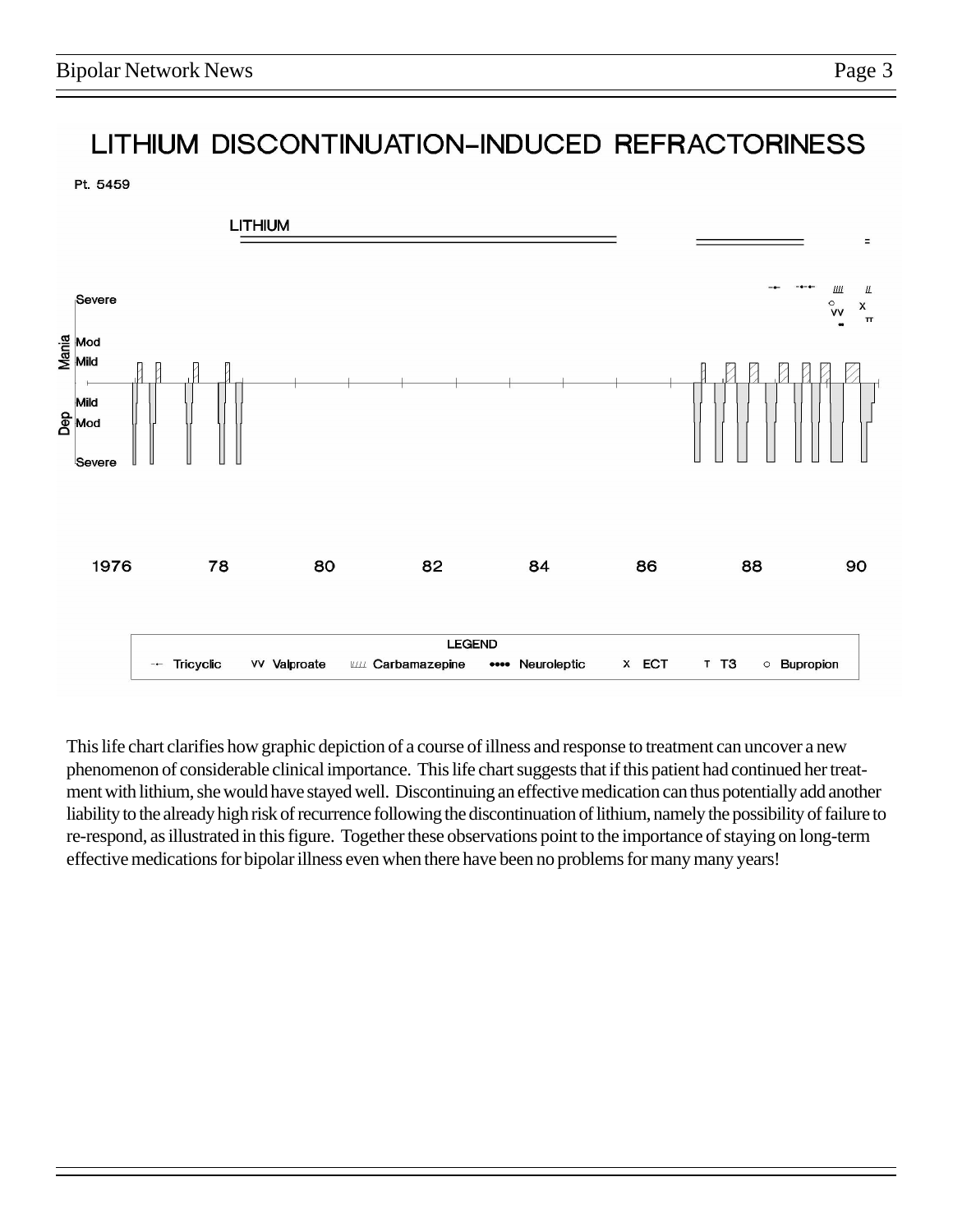# LITHIUM DISCONTINUATION-INDUCED REFRACTORINESS

Pt. 5459

LITHIUM

Severe

Mania Mod

Mild

Mild

Dep Mod

Severe

1976 78 80 82 84 86 88 90

LEGEND

Tricyclic | VV Valproate | Carbamazepine | Neuroleptic | X ECT | T T3 | o Bupropion

This life chart clarifies how graphic depiction of a course of illness and response to treatment can uncover a new phenomenon of considerable clinical importance. This life chart suggests that if this patient had continued her treatment with lithium, she would have stayed well. Discontinuing an effective medication can thus potentially add another liability to the already high risk of recurrence following the discontinuation of lithium, namely the possibility of failure to re-respond, as illustrated in this figure. Together these observations point to the importance of staying on long-term effective medications for bipolar illness even when there have been no problems for many many years!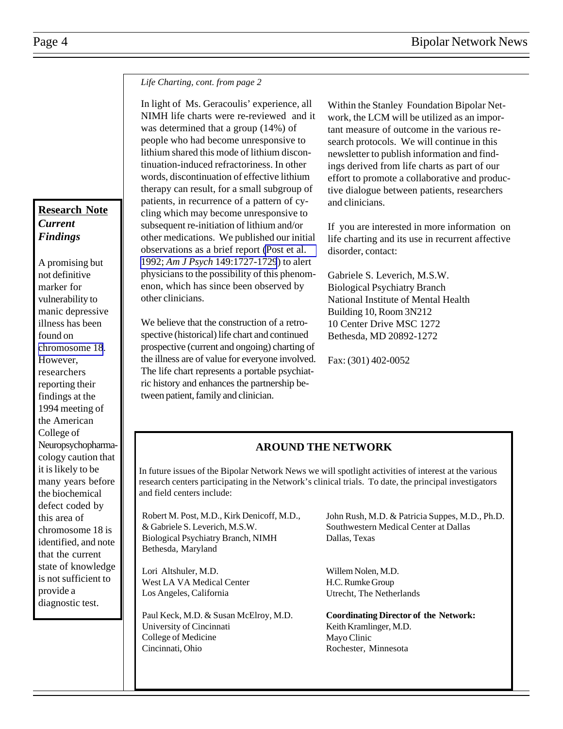*Life Charting, cont. from page 2*

In light of Ms. Geracoulis' experience, all NIMH life charts were re-reviewed and it was determined that a group (14%) of people who had become unresponsive to lithium shared this mode of lithium discontinuation-induced refractoriness. In other words, discontinuation of effective lithium therapy can result, for a small subgroup of patients, in recurrence of a pattern of cycling which may become unresponsive to subsequent re-initiation of lithium and/or other medications. We published our initial observations as a brief report (Post et al. 1992; *Am J Psych* 149:1727-1729) to alert physicians to the possibility of this phenomenon, which has since been observed by other clinicians.

We believe that the construction of a retrospective (historical) life chart and continued prospective (current and ongoing) charting of the illness are of value for everyone involved. The life chart represents a portable psychiatric history and enhances the partnership between patient, family and clinician.

Within the Stanley Foundation Bipolar Network, the LCM will be utilized as an important measure of outcome in the various research protocols. We will continue in this newsletter to publish information and findings derived from life charts as part of our effort to promote a collaborative and productive dialogue between patients, researchers and clinicians.

If you are interested in more information on life charting and its use in recurrent affective disorder, contact:

Gabriele S. Leverich, M.S.W.
Biological Psychiatry Branch
National Institute of Mental Health
Building 10, Room 3N212
10 Center Drive MSC 1272
Bethesda, MD 20892-1272

Fax: (301) 402-0052

## Research Note *Current Findings*

A promising but not definitive marker for vulnerability to manic depressive illness has been found on chromosome 18. However, researchers reporting their findings at the 1994 meeting of the American College of Neuropsychopharmacology caution that it is likely to be many years before the biochemical defect coded by this area of chromosome 18 is identified, and note that the current state of knowledge is not sufficient to provide a diagnostic test.

## AROUND THE NETWORK

In future issues of the Bipolar Network News we will spotlight activities of interest at the various research centers participating in the Network's clinical trials. To date, the principal investigators and field centers include:

Robert M. Post, M.D., Kirk Denicoff, M.D., & Gabriele S. Leverich, M.S.W.
Biological Psychiatry Branch, NIMH
Bethesda, Maryland

Lori Altshuler, M.D.
West LA VA Medical Center
Los Angeles, California

Paul Keck, M.D. & Susan McElroy, M.D.
University of Cincinnati
College of Medicine
Cincinnati, Ohio

John Rush, M.D. & Patricia Suppes, M.D., Ph.D.
Southwestern Medical Center at Dallas
Dallas, Texas

Willem Nolen, M.D.
H.C. Rumke Group
Utrecht, The Netherlands

**Coordinating Director of the Network:**
Keith Kramlinger, M.D.
Mayo Clinic
Rochester, Minnesota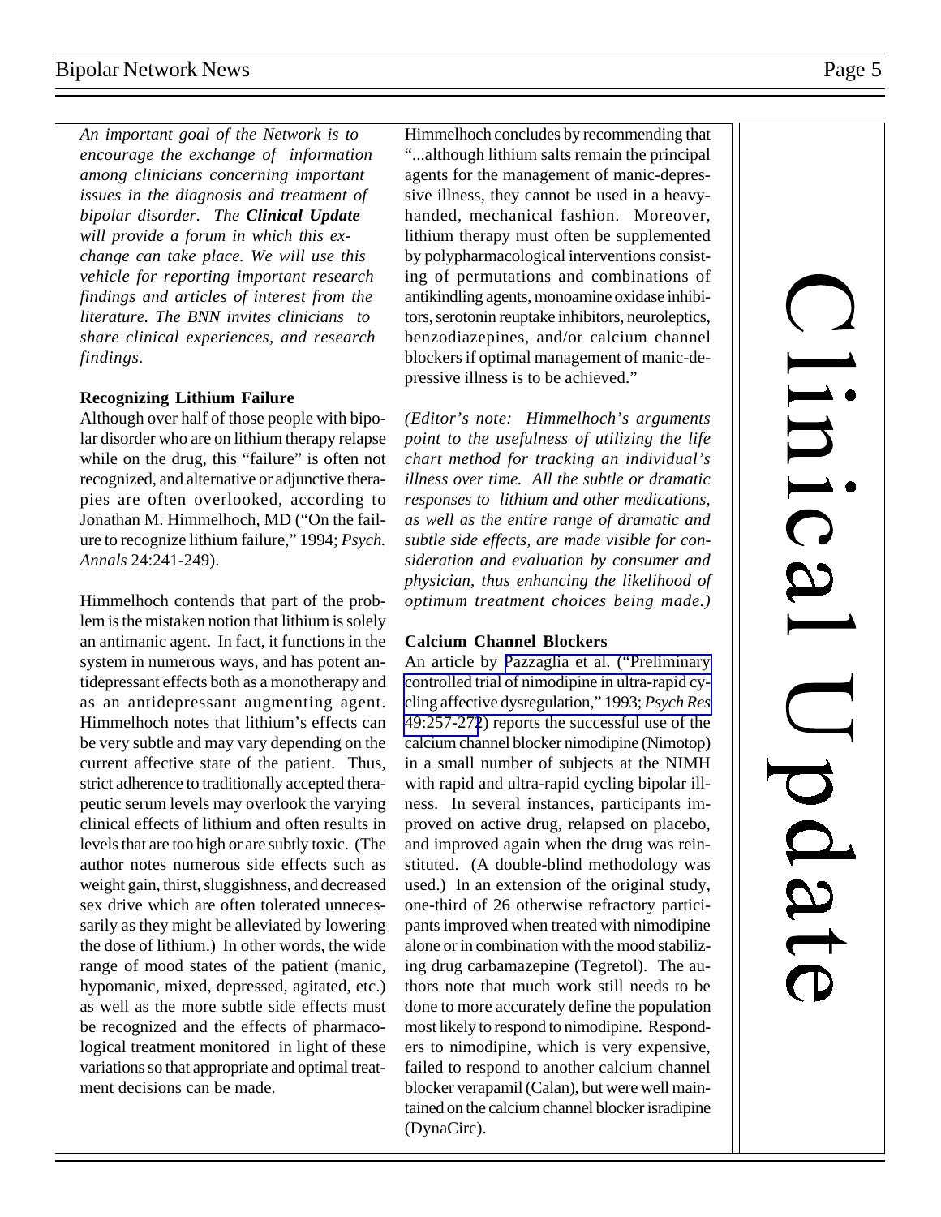# Clinical Update

*An important goal of the Network is to encourage the exchange of information among clinicians concerning important issues in the diagnosis and treatment of bipolar disorder. The* ***Clinical Update*** *will provide a forum in which this exchange can take place. We will use this vehicle for reporting important research findings and articles of interest from the literature. The BNN invites clinicians to share clinical experiences, and research findings.*

### Recognizing Lithium Failure

Although over half of those people with bipolar disorder who are on lithium therapy relapse while on the drug, this "failure" is often not recognized, and alternative or adjunctive therapies are often overlooked, according to Jonathan M. Himmelhoch, MD ("On the failure to recognize lithium failure," 1994; *Psych. Annals* 24:241-249).

Himmelhoch contends that part of the problem is the mistaken notion that lithium is solely an antimanic agent. In fact, it functions in the system in numerous ways, and has potent antidepressant effects both as a monotherapy and as an antidepressant augmenting agent. Himmelhoch notes that lithium's effects can be very subtle and may vary depending on the current affective state of the patient. Thus, strict adherence to traditionally accepted therapeutic serum levels may overlook the varying clinical effects of lithium and often results in levels that are too high or are subtly toxic. (The author notes numerous side effects such as weight gain, thirst, sluggishness, and decreased sex drive which are often tolerated unnecessarily as they might be alleviated by lowering the dose of lithium.) In other words, the wide range of mood states of the patient (manic, hypomanic, mixed, depressed, agitated, etc.) as well as the more subtle side effects must be recognized and the effects of pharmacological treatment monitored in light of these variations so that appropriate and optimal treatment decisions can be made.

Himmelhoch concludes by recommending that "...although lithium salts remain the principal agents for the management of manic-depressive illness, they cannot be used in a heavy-handed, mechanical fashion. Moreover, lithium therapy must often be supplemented by polypharmacological interventions consisting of permutations and combinations of antikindling agents, monoamine oxidase inhibitors, serotonin reuptake inhibitors, neuroleptics, benzodiazepines, and/or calcium channel blockers if optimal management of manic-depressive illness is to be achieved."

*(Editor's note: Himmelhoch's arguments point to the usefulness of utilizing the life chart method for tracking an individual's illness over time. All the subtle or dramatic responses to lithium and other medications, as well as the entire range of dramatic and subtle side effects, are made visible for consideration and evaluation by consumer and physician, thus enhancing the likelihood of optimum treatment choices being made.)*

### Calcium Channel Blockers

An article by Pazzaglia et al. ("Preliminary controlled trial of nimodipine in ultra-rapid cycling affective dysregulation," 1993; *Psych Res* 49:257-272) reports the successful use of the calcium channel blocker nimodipine (Nimotop) in a small number of subjects at the NIMH with rapid and ultra-rapid cycling bipolar illness. In several instances, participants improved on active drug, relapsed on placebo, and improved again when the drug was reinstituted. (A double-blind methodology was used.) In an extension of the original study, one-third of 26 otherwise refractory participants improved when treated with nimodipine alone or in combination with the mood stabilizing drug carbamazepine (Tegretol). The authors note that much work still needs to be done to more accurately define the population most likely to respond to nimodipine. Responders to nimodipine, which is very expensive, failed to respond to another calcium channel blocker verapamil (Calan), but were well maintained on the calcium channel blocker isradipine (DynaCirc).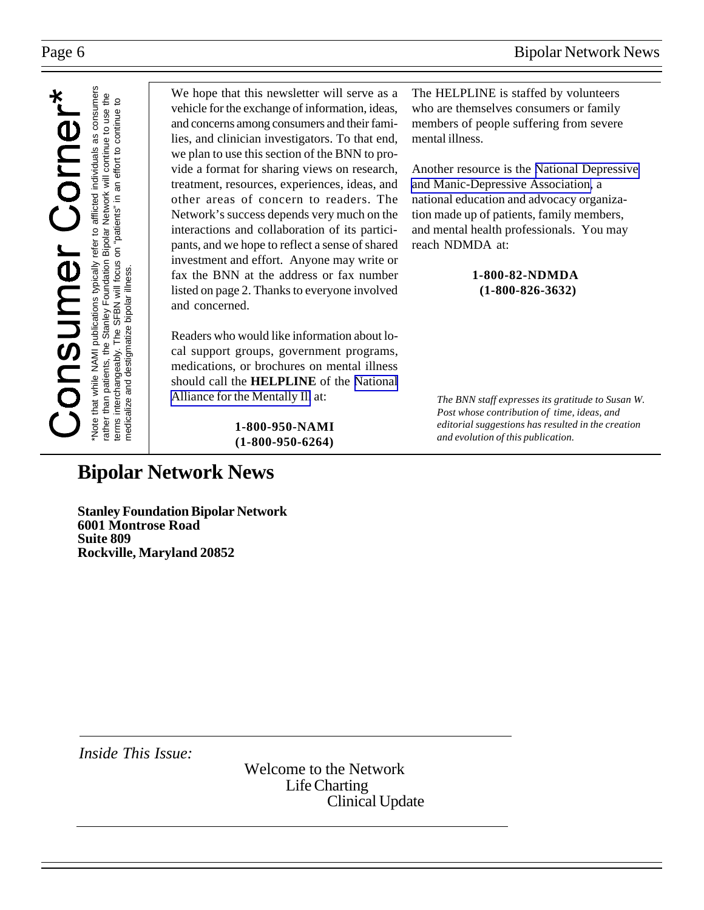## Consumer Corner*

*Note that while NAMI publications typically refer to afflicted individuals as consumers rather than patients, the Stanley Foundation Bipolar Network will continue to use the terms interchangeably. The SFBN will focus on "patients" in an effort to continue to medicalize and destigmatize bipolar illness.

We hope that this newsletter will serve as a vehicle for the exchange of information, ideas, and concerns among consumers and their families, and clinician investigators. To that end, we plan to use this section of the BNN to provide a format for sharing views on research, treatment, resources, experiences, ideas, and other areas of concern to readers. The Network's success depends very much on the interactions and collaboration of its participants, and we hope to reflect a sense of shared investment and effort. Anyone may write or fax the BNN at the address or fax number listed on page 2. Thanks to everyone involved and concerned.

Readers who would like information about local support groups, government programs, medications, or brochures on mental illness should call the **HELPLINE** of the National Alliance for the Mentally Ill at:

**1-800-950-NAMI**
**(1-800-950-6264)**

The HELPLINE is staffed by volunteers who are themselves consumers or family members of people suffering from severe mental illness.

Another resource is the National Depressive and Manic-Depressive Association, a national education and advocacy organization made up of patients, family members, and mental health professionals. You may reach NDMDA at:

**1-800-82-NDMDA**
**(1-800-826-3632)**

*The BNN staff expresses its gratitude to Susan W. Post whose contribution of time, ideas, and editorial suggestions has resulted in the creation and evolution of this publication.*

# Bipolar Network News

**Stanley Foundation Bipolar Network**
**6001 Montrose Road**
**Suite 809**
**Rockville, Maryland 20852**

*Inside This Issue:*

Welcome to the Network
Life Charting
Clinical Update